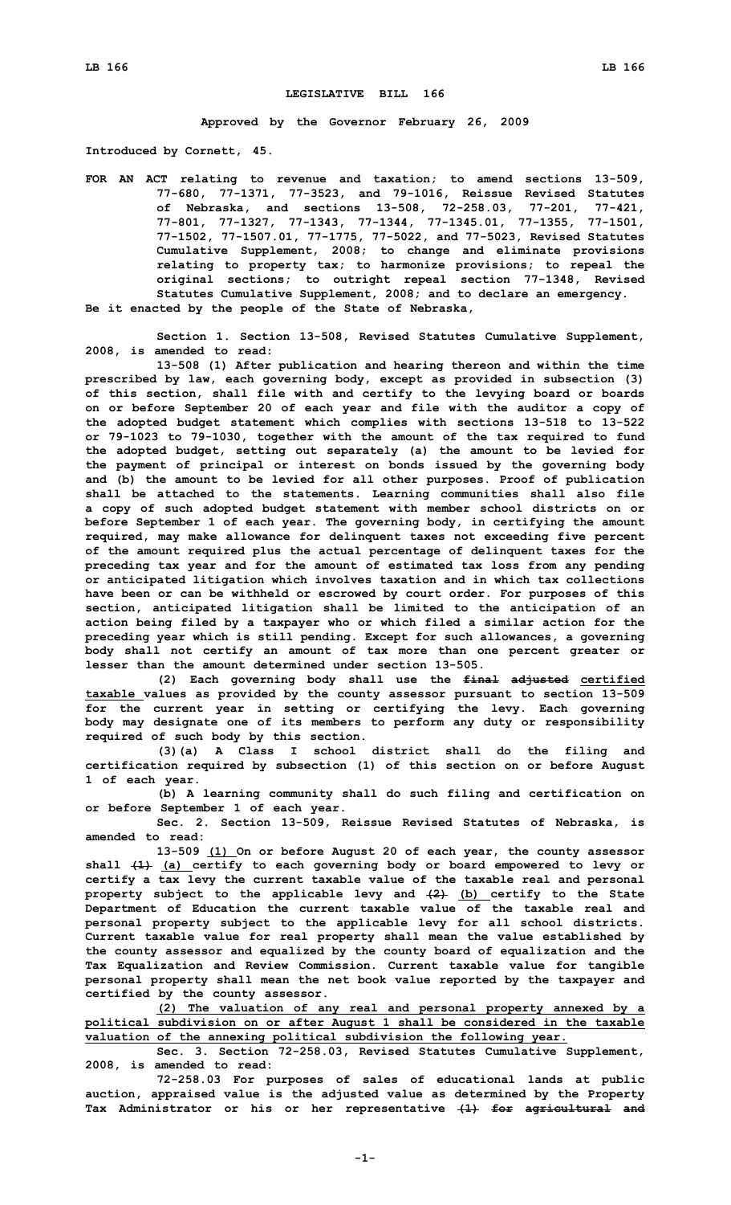# LEGISLATIVE BILL 166

**Approved by the Governor February 26, 2009**

**Introduced by Cornett, 45.**

**FOR AN ACT relating to revenue and taxation; to amend sections 13-509, 77-680, 77-1371, 77-3523, and 79-1016, Reissue Revised Statutes of Nebraska, and sections 13-508, 72-258.03, 77-201, 77-421, 77-801, 77-1327, 77-1343, 77-1344, 77-1345.01, 77-1355, 77-1501, 77-1502, 77-1507.01, 77-1775, 77-5022, and 77-5023, Revised Statutes Cumulative Supplement, 2008; to change and eliminate provisions relating to property tax; to harmonize provisions; to repeal the original sections; to outright repeal section 77-1348, Revised Statutes Cumulative Supplement, 2008; and to declare an emergency.**

**Be it enacted by the people of the State of Nebraska,**

**Section 1. Section 13-508, Revised Statutes Cumulative Supplement, 2008, is amended to read:**

**13-508 (1) After publication and hearing thereon and within the time prescribed by law, each governing body, except as provided in subsection (3) of this section, shall file with and certify to the levying board or boards on or before September 20 of each year and file with the auditor a copy of the adopted budget statement which complies with sections 13-518 to 13-522 or 79-1023 to 79-1030, together with the amount of the tax required to fund the adopted budget, setting out separately (a) the amount to be levied for the payment of principal or interest on bonds issued by the governing body and (b) the amount to be levied for all other purposes. Proof of publication shall be attached to the statements. Learning communities shall also file a copy of such adopted budget statement with member school districts on or before September 1 of each year. The governing body, in certifying the amount required, may make allowance for delinquent taxes not exceeding five percent of the amount required plus the actual percentage of delinquent taxes for the preceding tax year and for the amount of estimated tax loss from any pending or anticipated litigation which involves taxation and in which tax collections have been or can be withheld or escrowed by court order. For purposes of this section, anticipated litigation shall be limited to the anticipation of an action being filed by a taxpayer who or which filed a similar action for the preceding year which is still pending. Except for such allowances, a governing body shall not certify an amount of tax more than one percent greater or lesser than the amount determined under section 13-505.**

**(2) Each governing body shall use the ~~final adjusted~~ certified taxable values as provided by the county assessor pursuant to section 13-509 for the current year in setting or certifying the levy. Each governing body may designate one of its members to perform any duty or responsibility required of such body by this section.**

**(3)(a) A Class I school district shall do the filing and certification required by subsection (1) of this section on or before August 1 of each year.**

**(b) A learning community shall do such filing and certification on or before September 1 of each year.**

**Sec. 2. Section 13-509, Reissue Revised Statutes of Nebraska, is amended to read:**

**13-509 (1) On or before August 20 of each year, the county assessor shall ~~(1)~~ (a) certify to each governing body or board empowered to levy or certify a tax levy the current taxable value of the taxable real and personal property subject to the applicable levy and ~~(2)~~ (b) certify to the State Department of Education the current taxable value of the taxable real and personal property subject to the applicable levy for all school districts. Current taxable value for real property shall mean the value established by the county assessor and equalized by the county board of equalization and the Tax Equalization and Review Commission. Current taxable value for tangible personal property shall mean the net book value reported by the taxpayer and certified by the county assessor.**

**(2) The valuation of any real and personal property annexed by a political subdivision on or after August 1 shall be considered in the taxable valuation of the annexing political subdivision the following year.**

**Sec. 3. Section 72-258.03, Revised Statutes Cumulative Supplement, 2008, is amended to read:**

**72-258.03 For purposes of sales of educational lands at public auction, appraised value is the adjusted value as determined by the Property Tax Administrator or his or her representative ~~(1) for agricultural and~~**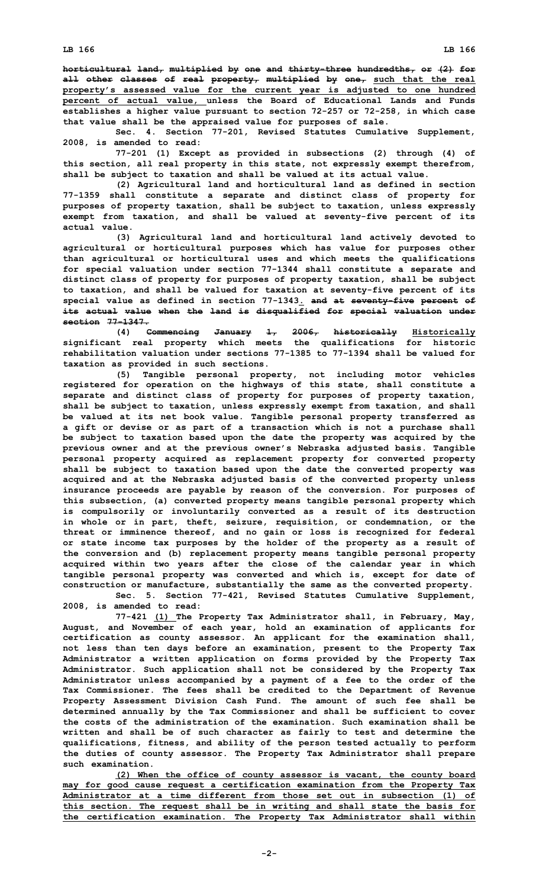**horticultural land, multiplied by one and thirty-three hundredths, or (2) for all other classes of real property, multiplied by one, such that the real property's assessed value for the current year is adjusted to one hundred percent of actual value, unless the Board of Educational Lands and Funds establishes a higher value pursuant to section 72-257 or 72-258, in which case that value shall be the appraised value for purposes of sale.**

**Sec. 4. Section 77-201, Revised Statutes Cumulative Supplement, 2008, is amended to read:**

**77-201 (1) Except as provided in subsections (2) through (4) of this section, all real property in this state, not expressly exempt therefrom, shall be subject to taxation and shall be valued at its actual value.**

**(2) Agricultural land and horticultural land as defined in section 77-1359 shall constitute a separate and distinct class of property for purposes of property taxation, shall be subject to taxation, unless expressly exempt from taxation, and shall be valued at seventy-five percent of its actual value.**

**(3) Agricultural land and horticultural land actively devoted to agricultural or horticultural purposes which has value for purposes other than agricultural or horticultural uses and which meets the qualifications for special valuation under section 77-1344 shall constitute a separate and distinct class of property for purposes of property taxation, shall be subject to taxation, and shall be valued for taxation at seventy-five percent of its special value as defined in section 77-1343. and at seventy-five percent of its actual value when the land is disqualified for special valuation under section 77-1347.**

**(4) Commencing January 1, 2006, historically Historically significant real property which meets the qualifications for historic rehabilitation valuation under sections 77-1385 to 77-1394 shall be valued for taxation as provided in such sections.**

**(5) Tangible personal property, not including motor vehicles registered for operation on the highways of this state, shall constitute a separate and distinct class of property for purposes of property taxation, shall be subject to taxation, unless expressly exempt from taxation, and shall be valued at its net book value. Tangible personal property transferred as a gift or devise or as part of a transaction which is not a purchase shall be subject to taxation based upon the date the property was acquired by the previous owner and at the previous owner's Nebraska adjusted basis. Tangible personal property acquired as replacement property for converted property shall be subject to taxation based upon the date the converted property was acquired and at the Nebraska adjusted basis of the converted property unless insurance proceeds are payable by reason of the conversion. For purposes of this subsection, (a) converted property means tangible personal property which is compulsorily or involuntarily converted as a result of its destruction in whole or in part, theft, seizure, requisition, or condemnation, or the threat or imminence thereof, and no gain or loss is recognized for federal or state income tax purposes by the holder of the property as a result of the conversion and (b) replacement property means tangible personal property acquired within two years after the close of the calendar year in which tangible personal property was converted and which is, except for date of construction or manufacture, substantially the same as the converted property.**

**Sec. 5. Section 77-421, Revised Statutes Cumulative Supplement, 2008, is amended to read:**

**77-421 (1) The Property Tax Administrator shall, in February, May, August, and November of each year, hold an examination of applicants for certification as county assessor. An applicant for the examination shall, not less than ten days before an examination, present to the Property Tax Administrator a written application on forms provided by the Property Tax Administrator. Such application shall not be considered by the Property Tax Administrator unless accompanied by a payment of a fee to the order of the Tax Commissioner. The fees shall be credited to the Department of Revenue Property Assessment Division Cash Fund. The amount of such fee shall be determined annually by the Tax Commissioner and shall be sufficient to cover the costs of the administration of the examination. Such examination shall be written and shall be of such character as fairly to test and determine the qualifications, fitness, and ability of the person tested actually to perform the duties of county assessor. The Property Tax Administrator shall prepare such examination.**

**(2) When the office of county assessor is vacant, the county board may for good cause request a certification examination from the Property Tax Administrator at a time different from those set out in subsection (1) of this section. The request shall be in writing and shall state the basis for the certification examination. The Property Tax Administrator shall within**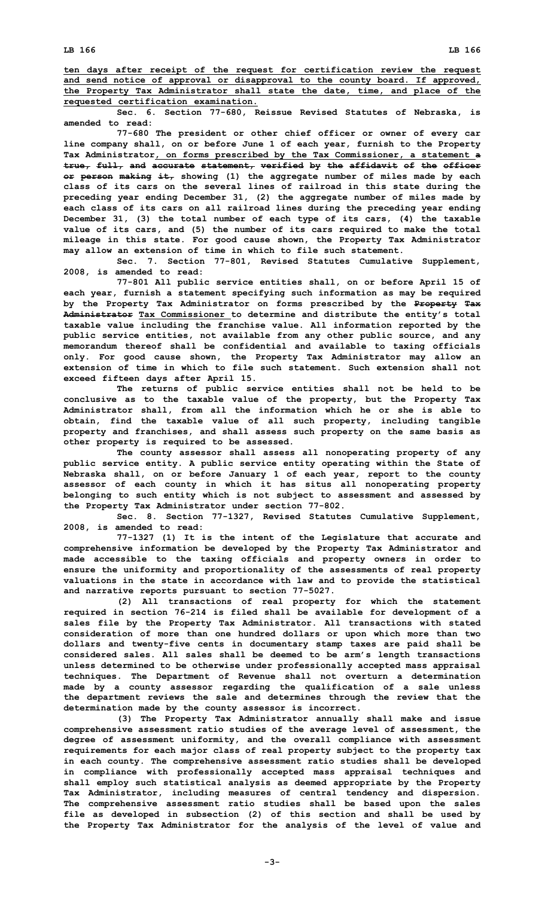ten days after receipt of the request for certification review the request and send notice of approval or disapproval to the county board. If approved, the Property Tax Administrator shall state the date, time, and place of the requested certification examination.

Sec. 6. Section 77-680, Reissue Revised Statutes of Nebraska, is amended to read:

77-680 The president or other chief officer or owner of every car line company shall, on or before June 1 of each year, furnish to the Property Tax Administrator, on forms prescribed by the Tax Commissioner, a statement ~~a true, full, and accurate statement, verified by the affidavit of the officer or person making it,~~ showing (1) the aggregate number of miles made by each class of its cars on the several lines of railroad in this state during the preceding year ending December 31, (2) the aggregate number of miles made by each class of its cars on all railroad lines during the preceding year ending December 31, (3) the total number of each type of its cars, (4) the taxable value of its cars, and (5) the number of its cars required to make the total mileage in this state. For good cause shown, the Property Tax Administrator may allow an extension of time in which to file such statement.

Sec. 7. Section 77-801, Revised Statutes Cumulative Supplement, 2008, is amended to read:

77-801 All public service entities shall, on or before April 15 of each year, furnish a statement specifying such information as may be required by the Property Tax Administrator on forms prescribed by the ~~Property Tax Administrator~~ Tax Commissioner to determine and distribute the entity's total taxable value including the franchise value. All information reported by the public service entities, not available from any other public source, and any memorandum thereof shall be confidential and available to taxing officials only. For good cause shown, the Property Tax Administrator may allow an extension of time in which to file such statement. Such extension shall not exceed fifteen days after April 15.

The returns of public service entities shall not be held to be conclusive as to the taxable value of the property, but the Property Tax Administrator shall, from all the information which he or she is able to obtain, find the taxable value of all such property, including tangible property and franchises, and shall assess such property on the same basis as other property is required to be assessed.

The county assessor shall assess all nonoperating property of any public service entity. A public service entity operating within the State of Nebraska shall, on or before January 1 of each year, report to the county assessor of each county in which it has situs all nonoperating property belonging to such entity which is not subject to assessment and assessed by the Property Tax Administrator under section 77-802.

Sec. 8. Section 77-1327, Revised Statutes Cumulative Supplement, 2008, is amended to read:

77-1327 (1) It is the intent of the Legislature that accurate and comprehensive information be developed by the Property Tax Administrator and made accessible to the taxing officials and property owners in order to ensure the uniformity and proportionality of the assessments of real property valuations in the state in accordance with law and to provide the statistical and narrative reports pursuant to section 77-5027.

(2) All transactions of real property for which the statement required in section 76-214 is filed shall be available for development of a sales file by the Property Tax Administrator. All transactions with stated consideration of more than one hundred dollars or upon which more than two dollars and twenty-five cents in documentary stamp taxes are paid shall be considered sales. All sales shall be deemed to be arm's length transactions unless determined to be otherwise under professionally accepted mass appraisal techniques. The Department of Revenue shall not overturn a determination made by a county assessor regarding the qualification of a sale unless the department reviews the sale and determines through the review that the determination made by the county assessor is incorrect.

(3) The Property Tax Administrator annually shall make and issue comprehensive assessment ratio studies of the average level of assessment, the degree of assessment uniformity, and the overall compliance with assessment requirements for each major class of real property subject to the property tax in each county. The comprehensive assessment ratio studies shall be developed in compliance with professionally accepted mass appraisal techniques and shall employ such statistical analysis as deemed appropriate by the Property Tax Administrator, including measures of central tendency and dispersion. The comprehensive assessment ratio studies shall be based upon the sales file as developed in subsection (2) of this section and shall be used by the Property Tax Administrator for the analysis of the level of value and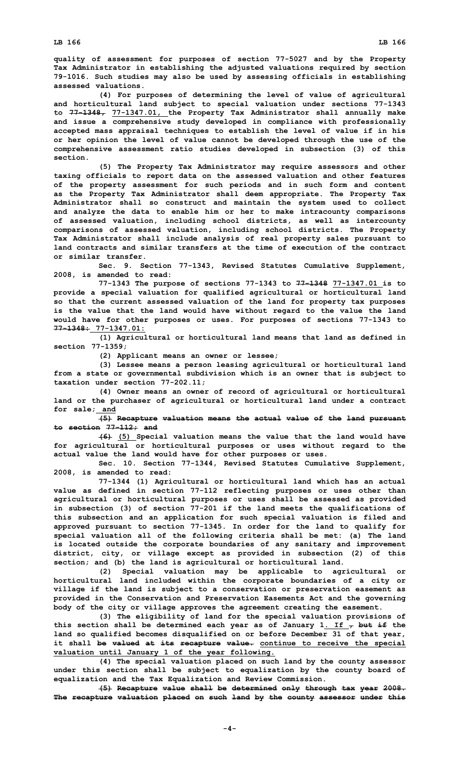quality of assessment for purposes of section 77-5027 and by the Property Tax Administrator in establishing the adjusted valuations required by section 79-1016. Such studies may also be used by assessing officials in establishing assessed valuations.

(4) For purposes of determining the level of value of agricultural and horticultural land subject to special valuation under sections 77-1343 to ~~77-1348,~~ 77-1347.01, the Property Tax Administrator shall annually make and issue a comprehensive study developed in compliance with professionally accepted mass appraisal techniques to establish the level of value if in his or her opinion the level of value cannot be developed through the use of the comprehensive assessment ratio studies developed in subsection (3) of this section.

(5) The Property Tax Administrator may require assessors and other taxing officials to report data on the assessed valuation and other features of the property assessment for such periods and in such form and content as the Property Tax Administrator shall deem appropriate. The Property Tax Administrator shall so construct and maintain the system used to collect and analyze the data to enable him or her to make intracounty comparisons of assessed valuation, including school districts, as well as intercounty comparisons of assessed valuation, including school districts. The Property Tax Administrator shall include analysis of real property sales pursuant to land contracts and similar transfers at the time of execution of the contract or similar transfer.

Sec. 9. Section 77-1343, Revised Statutes Cumulative Supplement, 2008, is amended to read:

77-1343 The purpose of sections 77-1343 to ~~77-1348~~ 77-1347.01 is to provide a special valuation for qualified agricultural or horticultural land so that the current assessed valuation of the land for property tax purposes is the value that the land would have without regard to the value the land would have for other purposes or uses. For purposes of sections 77-1343 to ~~77-1348:~~ 77-1347.01:

(1) Agricultural or horticultural land means that land as defined in section 77-1359;

(2) Applicant means an owner or lessee;

(3) Lessee means a person leasing agricultural or horticultural land from a state or governmental subdivision which is an owner that is subject to taxation under section 77-202.11;

(4) Owner means an owner of record of agricultural or horticultural land or the purchaser of agricultural or horticultural land under a contract for sale; and

~~(5) Recapture valuation means the actual value of the land pursuant to section 77-112; and~~

~~(6)~~ (5) Special valuation means the value that the land would have for agricultural or horticultural purposes or uses without regard to the actual value the land would have for other purposes or uses.

Sec. 10. Section 77-1344, Revised Statutes Cumulative Supplement, 2008, is amended to read:

77-1344 (1) Agricultural or horticultural land which has an actual value as defined in section 77-112 reflecting purposes or uses other than agricultural or horticultural purposes or uses shall be assessed as provided in subsection (3) of section 77-201 if the land meets the qualifications of this subsection and an application for such special valuation is filed and approved pursuant to section 77-1345. In order for the land to qualify for special valuation all of the following criteria shall be met: (a) The land is located outside the corporate boundaries of any sanitary and improvement district, city, or village except as provided in subsection (2) of this section; and (b) the land is agricultural or horticultural land.

(2) Special valuation may be applicable to agricultural or horticultural land included within the corporate boundaries of a city or village if the land is subject to a conservation or preservation easement as provided in the Conservation and Preservation Easements Act and the governing body of the city or village approves the agreement creating the easement.

(3) The eligibility of land for the special valuation provisions of this section shall be determined each year as of January 1. If ~~, but if~~ the land so qualified becomes disqualified on or before December 31 of that year, it shall ~~be valued at its recapture value.~~ continue to receive the special valuation until January 1 of the year following.

(4) The special valuation placed on such land by the county assessor under this section shall be subject to equalization by the county board of equalization and the Tax Equalization and Review Commission.

~~(5) Recapture value shall be determined only through tax year 2008. The recapture valuation placed on such land by the county assessor under this~~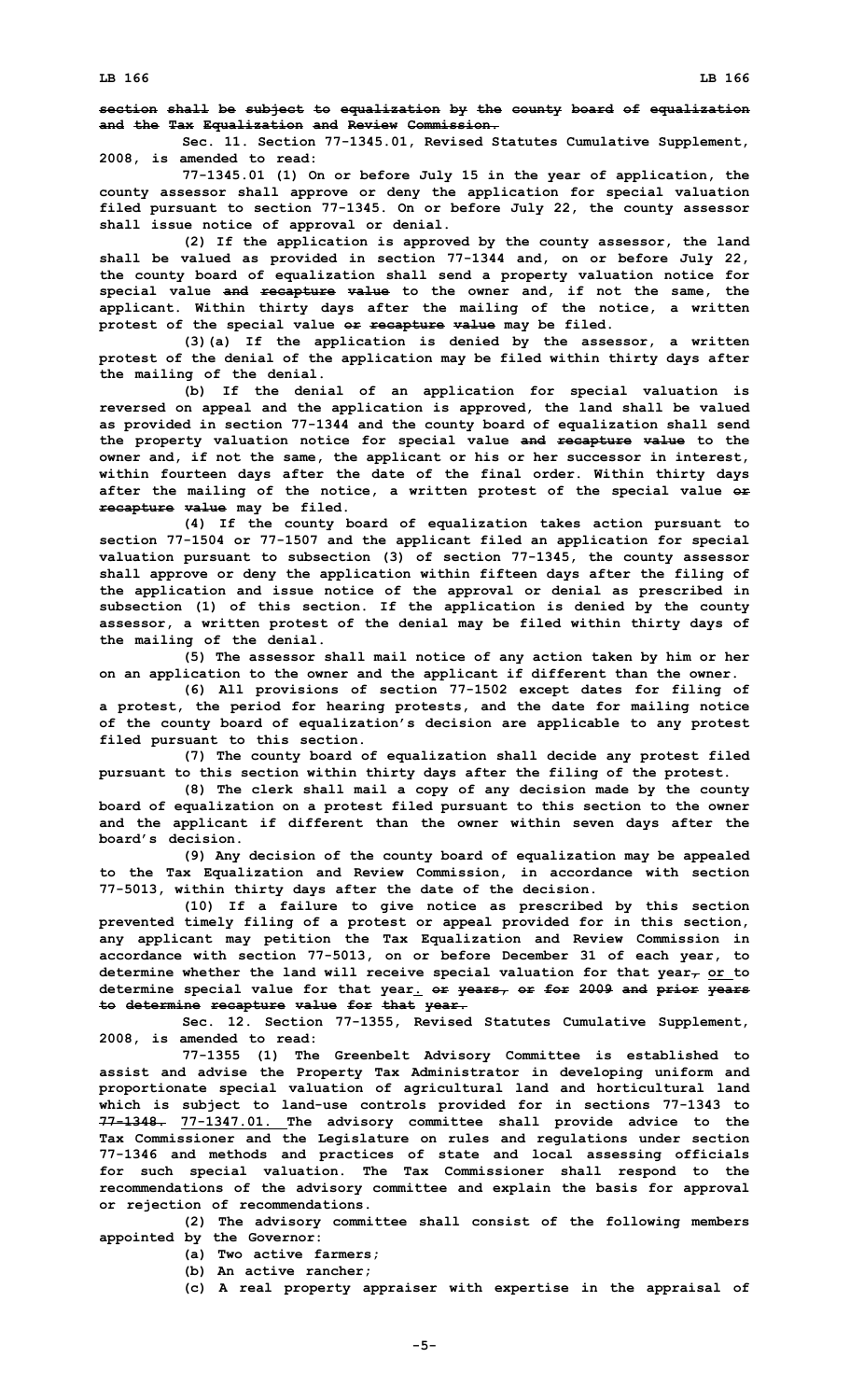**section shall be subject to equalization by the county board of equalization and the Tax Equalization and Review Commission.**

**Sec. 11. Section 77-1345.01, Revised Statutes Cumulative Supplement, 2008, is amended to read:**

**77-1345.01 (1) On or before July 15 in the year of application, the county assessor shall approve or deny the application for special valuation filed pursuant to section 77-1345. On or before July 22, the county assessor shall issue notice of approval or denial.**

**(2) If the application is approved by the county assessor, the land shall be valued as provided in section 77-1344 and, on or before July 22, the county board of equalization shall send a property valuation notice for special value and recapture value to the owner and, if not the same, the applicant. Within thirty days after the mailing of the notice, a written protest of the special value or recapture value may be filed.**

**(3)(a) If the application is denied by the assessor, a written protest of the denial of the application may be filed within thirty days after the mailing of the denial.**

**(b) If the denial of an application for special valuation is reversed on appeal and the application is approved, the land shall be valued as provided in section 77-1344 and the county board of equalization shall send the property valuation notice for special value and recapture value to the owner and, if not the same, the applicant or his or her successor in interest, within fourteen days after the date of the final order. Within thirty days after the mailing of the notice, a written protest of the special value or recapture value may be filed.**

**(4) If the county board of equalization takes action pursuant to section 77-1504 or 77-1507 and the applicant filed an application for special valuation pursuant to subsection (3) of section 77-1345, the county assessor shall approve or deny the application within fifteen days after the filing of the application and issue notice of the approval or denial as prescribed in subsection (1) of this section. If the application is denied by the county assessor, a written protest of the denial may be filed within thirty days of the mailing of the denial.**

**(5) The assessor shall mail notice of any action taken by him or her on an application to the owner and the applicant if different than the owner.**

**(6) All provisions of section 77-1502 except dates for filing of a protest, the period for hearing protests, and the date for mailing notice of the county board of equalization's decision are applicable to any protest filed pursuant to this section.**

**(7) The county board of equalization shall decide any protest filed pursuant to this section within thirty days after the filing of the protest.**

**(8) The clerk shall mail a copy of any decision made by the county board of equalization on a protest filed pursuant to this section to the owner and the applicant if different than the owner within seven days after the board's decision.**

**(9) Any decision of the county board of equalization may be appealed to the Tax Equalization and Review Commission, in accordance with section 77-5013, within thirty days after the date of the decision.**

**(10) If a failure to give notice as prescribed by this section prevented timely filing of a protest or appeal provided for in this section, any applicant may petition the Tax Equalization and Review Commission in accordance with section 77-5013, on or before December 31 of each year, to determine whether the land will receive special valuation for that year, or to determine special value for that year. or years, or for 2009 and prior years to determine recapture value for that year.**

**Sec. 12. Section 77-1355, Revised Statutes Cumulative Supplement, 2008, is amended to read:**

**77-1355 (1) The Greenbelt Advisory Committee is established to assist and advise the Property Tax Administrator in developing uniform and proportionate special valuation of agricultural land and horticultural land which is subject to land-use controls provided for in sections 77-1343 to 77-1348. 77-1347.01. The advisory committee shall provide advice to the Tax Commissioner and the Legislature on rules and regulations under section 77-1346 and methods and practices of state and local assessing officials for such special valuation. The Tax Commissioner shall respond to the recommendations of the advisory committee and explain the basis for approval or rejection of recommendations.**

**(2) The advisory committee shall consist of the following members appointed by the Governor:**

**(a) Two active farmers;**

**(b) An active rancher;**

**(c) A real property appraiser with expertise in the appraisal of**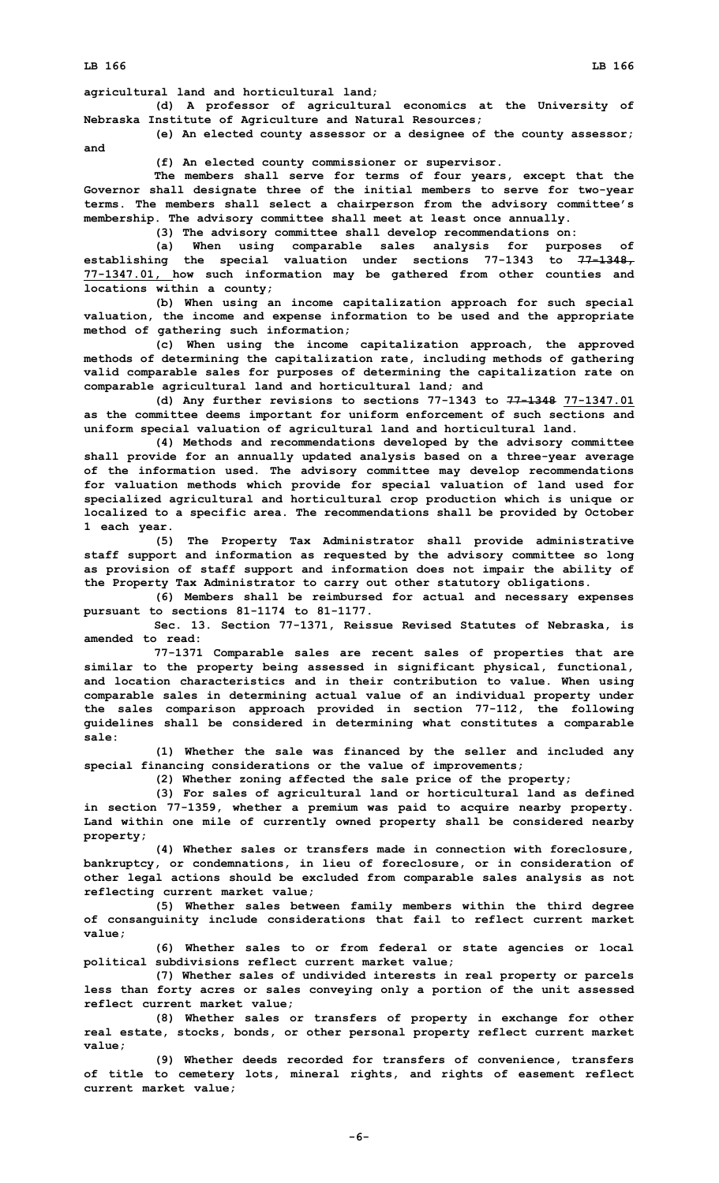agricultural land and horticultural land;

(d) A professor of agricultural economics at the University of Nebraska Institute of Agriculture and Natural Resources;

(e) An elected county assessor or a designee of the county assessor; and

(f) An elected county commissioner or supervisor.

The members shall serve for terms of four years, except that the Governor shall designate three of the initial members to serve for two-year terms. The members shall select a chairperson from the advisory committee's membership. The advisory committee shall meet at least once annually.

(3) The advisory committee shall develop recommendations on:

(a) When using comparable sales analysis for purposes of establishing the special valuation under sections 77-1343 to ~~77-1348,~~ 77-1347.01, how such information may be gathered from other counties and locations within a county;

(b) When using an income capitalization approach for such special valuation, the income and expense information to be used and the appropriate method of gathering such information;

(c) When using the income capitalization approach, the approved methods of determining the capitalization rate, including methods of gathering valid comparable sales for purposes of determining the capitalization rate on comparable agricultural land and horticultural land; and

(d) Any further revisions to sections 77-1343 to ~~77-1348~~ 77-1347.01 as the committee deems important for uniform enforcement of such sections and uniform special valuation of agricultural land and horticultural land.

(4) Methods and recommendations developed by the advisory committee shall provide for an annually updated analysis based on a three-year average of the information used. The advisory committee may develop recommendations for valuation methods which provide for special valuation of land used for specialized agricultural and horticultural crop production which is unique or localized to a specific area. The recommendations shall be provided by October 1 each year.

(5) The Property Tax Administrator shall provide administrative staff support and information as requested by the advisory committee so long as provision of staff support and information does not impair the ability of the Property Tax Administrator to carry out other statutory obligations.

(6) Members shall be reimbursed for actual and necessary expenses pursuant to sections 81-1174 to 81-1177.

Sec. 13. Section 77-1371, Reissue Revised Statutes of Nebraska, is amended to read:

77-1371 Comparable sales are recent sales of properties that are similar to the property being assessed in significant physical, functional, and location characteristics and in their contribution to value. When using comparable sales in determining actual value of an individual property under the sales comparison approach provided in section 77-112, the following guidelines shall be considered in determining what constitutes a comparable sale:

(1) Whether the sale was financed by the seller and included any special financing considerations or the value of improvements;

(2) Whether zoning affected the sale price of the property;

(3) For sales of agricultural land or horticultural land as defined in section 77-1359, whether a premium was paid to acquire nearby property. Land within one mile of currently owned property shall be considered nearby property;

(4) Whether sales or transfers made in connection with foreclosure, bankruptcy, or condemnations, in lieu of foreclosure, or in consideration of other legal actions should be excluded from comparable sales analysis as not reflecting current market value;

(5) Whether sales between family members within the third degree of consanguinity include considerations that fail to reflect current market value;

(6) Whether sales to or from federal or state agencies or local political subdivisions reflect current market value;

(7) Whether sales of undivided interests in real property or parcels less than forty acres or sales conveying only a portion of the unit assessed reflect current market value;

(8) Whether sales or transfers of property in exchange for other real estate, stocks, bonds, or other personal property reflect current market value;

(9) Whether deeds recorded for transfers of convenience, transfers of title to cemetery lots, mineral rights, and rights of easement reflect current market value;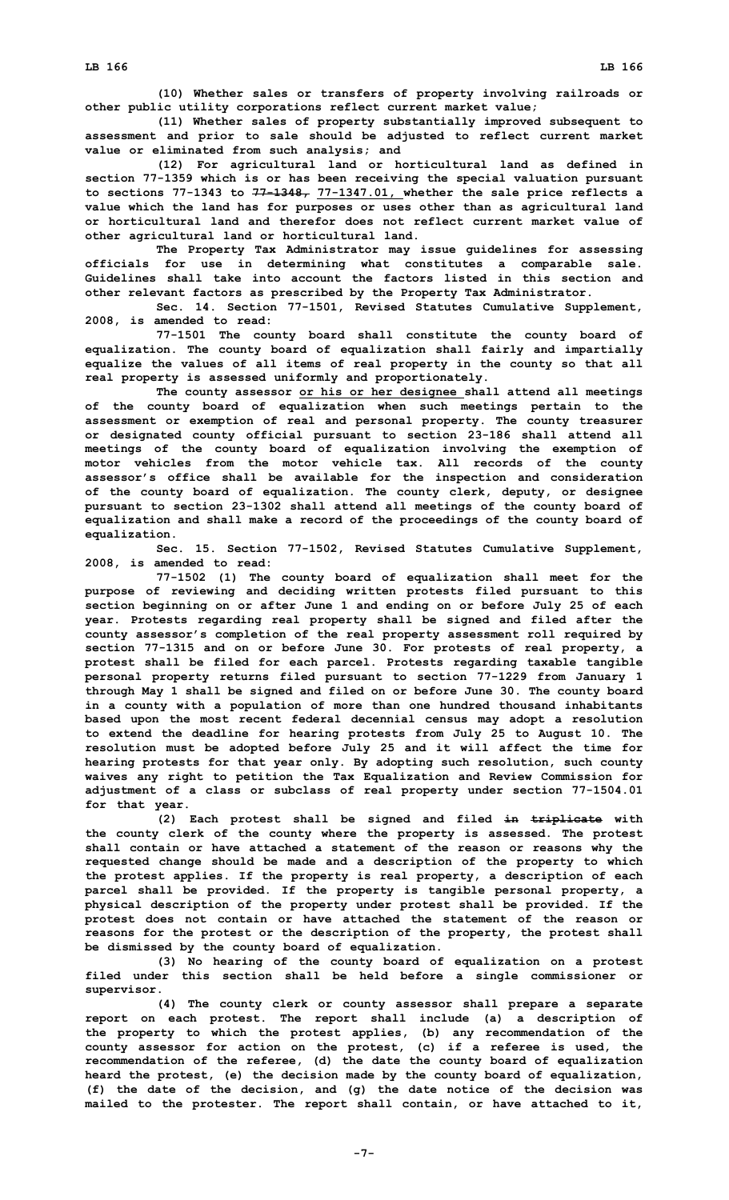(10) Whether sales or transfers of property involving railroads or other public utility corporations reflect current market value;

(11) Whether sales of property substantially improved subsequent to assessment and prior to sale should be adjusted to reflect current market value or eliminated from such analysis; and

(12) For agricultural land or horticultural land as defined in section 77-1359 which is or has been receiving the special valuation pursuant to sections 77-1343 to ~~77-1348,~~ 77-1347.01, whether the sale price reflects a value which the land has for purposes or uses other than as agricultural land or horticultural land and therefor does not reflect current market value of other agricultural land or horticultural land.

The Property Tax Administrator may issue guidelines for assessing officials for use in determining what constitutes a comparable sale. Guidelines shall take into account the factors listed in this section and other relevant factors as prescribed by the Property Tax Administrator.

Sec. 14. Section 77-1501, Revised Statutes Cumulative Supplement, 2008, is amended to read:

77-1501 The county board shall constitute the county board of equalization. The county board of equalization shall fairly and impartially equalize the values of all items of real property in the county so that all real property is assessed uniformly and proportionately.

The county assessor or his or her designee shall attend all meetings of the county board of equalization when such meetings pertain to the assessment or exemption of real and personal property. The county treasurer or designated county official pursuant to section 23-186 shall attend all meetings of the county board of equalization involving the exemption of motor vehicles from the motor vehicle tax. All records of the county assessor's office shall be available for the inspection and consideration of the county board of equalization. The county clerk, deputy, or designee pursuant to section 23-1302 shall attend all meetings of the county board of equalization and shall make a record of the proceedings of the county board of equalization.

Sec. 15. Section 77-1502, Revised Statutes Cumulative Supplement, 2008, is amended to read:

77-1502 (1) The county board of equalization shall meet for the purpose of reviewing and deciding written protests filed pursuant to this section beginning on or after June 1 and ending on or before July 25 of each year. Protests regarding real property shall be signed and filed after the county assessor's completion of the real property assessment roll required by section 77-1315 and on or before June 30. For protests of real property, a protest shall be filed for each parcel. Protests regarding taxable tangible personal property returns filed pursuant to section 77-1229 from January 1 through May 1 shall be signed and filed on or before June 30. The county board in a county with a population of more than one hundred thousand inhabitants based upon the most recent federal decennial census may adopt a resolution to extend the deadline for hearing protests from July 25 to August 10. The resolution must be adopted before July 25 and it will affect the time for hearing protests for that year only. By adopting such resolution, such county waives any right to petition the Tax Equalization and Review Commission for adjustment of a class or subclass of real property under section 77-1504.01 for that year.

(2) Each protest shall be signed and filed ~~in triplicate~~ with the county clerk of the county where the property is assessed. The protest shall contain or have attached a statement of the reason or reasons why the requested change should be made and a description of the property to which the protest applies. If the property is real property, a description of each parcel shall be provided. If the property is tangible personal property, a physical description of the property under protest shall be provided. If the protest does not contain or have attached the statement of the reason or reasons for the protest or the description of the property, the protest shall be dismissed by the county board of equalization.

(3) No hearing of the county board of equalization on a protest filed under this section shall be held before a single commissioner or supervisor.

(4) The county clerk or county assessor shall prepare a separate report on each protest. The report shall include (a) a description of the property to which the protest applies, (b) any recommendation of the county assessor for action on the protest, (c) if a referee is used, the recommendation of the referee, (d) the date the county board of equalization heard the protest, (e) the decision made by the county board of equalization, (f) the date of the decision, and (g) the date notice of the decision was mailed to the protester. The report shall contain, or have attached to it,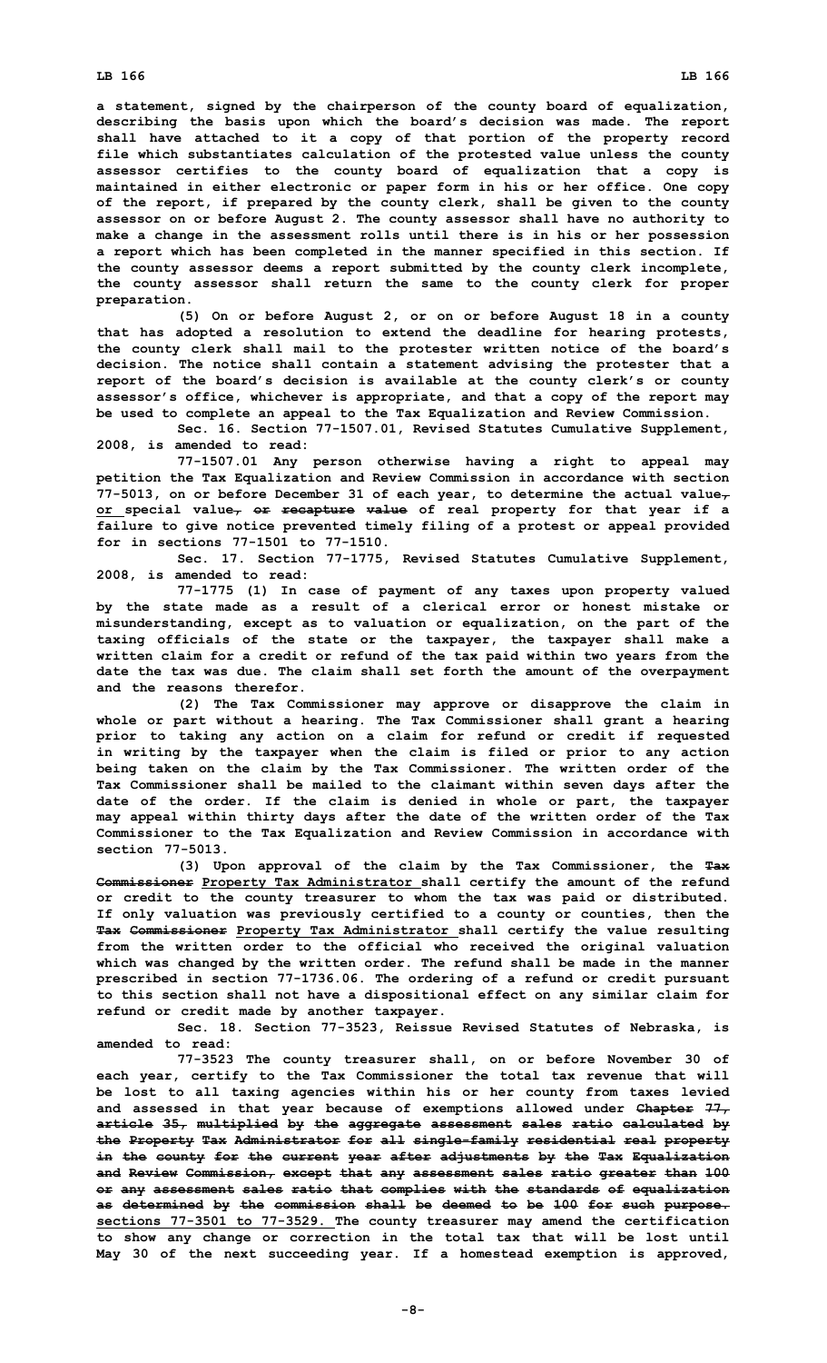a statement, signed by the chairperson of the county board of equalization, describing the basis upon which the board's decision was made. The report shall have attached to it a copy of that portion of the property record file which substantiates calculation of the protested value unless the county assessor certifies to the county board of equalization that a copy is maintained in either electronic or paper form in his or her office. One copy of the report, if prepared by the county clerk, shall be given to the county assessor on or before August 2. The county assessor shall have no authority to make a change in the assessment rolls until there is in his or her possession a report which has been completed in the manner specified in this section. If the county assessor deems a report submitted by the county clerk incomplete, the county assessor shall return the same to the county clerk for proper preparation.

(5) On or before August 2, or on or before August 18 in a county that has adopted a resolution to extend the deadline for hearing protests, the county clerk shall mail to the protester written notice of the board's decision. The notice shall contain a statement advising the protester that a report of the board's decision is available at the county clerk's or county assessor's office, whichever is appropriate, and that a copy of the report may be used to complete an appeal to the Tax Equalization and Review Commission.

Sec. 16. Section 77-1507.01, Revised Statutes Cumulative Supplement, 2008, is amended to read:

77-1507.01 Any person otherwise having a right to appeal may petition the Tax Equalization and Review Commission in accordance with section 77-5013, on or before December 31 of each year, to determine the actual value, or special value, or recapture value of real property for that year if a failure to give notice prevented timely filing of a protest or appeal provided for in sections 77-1501 to 77-1510.

Sec. 17. Section 77-1775, Revised Statutes Cumulative Supplement, 2008, is amended to read:

77-1775 (1) In case of payment of any taxes upon property valued by the state made as a result of a clerical error or honest mistake or misunderstanding, except as to valuation or equalization, on the part of the taxing officials of the state or the taxpayer, the taxpayer shall make a written claim for a credit or refund of the tax paid within two years from the date the tax was due. The claim shall set forth the amount of the overpayment and the reasons therefor.

(2) The Tax Commissioner may approve or disapprove the claim in whole or part without a hearing. The Tax Commissioner shall grant a hearing prior to taking any action on a claim for refund or credit if requested in writing by the taxpayer when the claim is filed or prior to any action being taken on the claim by the Tax Commissioner. The written order of the Tax Commissioner shall be mailed to the claimant within seven days after the date of the order. If the claim is denied in whole or part, the taxpayer may appeal within thirty days after the date of the written order of the Tax Commissioner to the Tax Equalization and Review Commission in accordance with section 77-5013.

(3) Upon approval of the claim by the Tax Commissioner, the Tax Commissioner Property Tax Administrator shall certify the amount of the refund or credit to the county treasurer to whom the tax was paid or distributed. If only valuation was previously certified to a county or counties, then the Tax Commissioner Property Tax Administrator shall certify the value resulting from the written order to the official who received the original valuation which was changed by the written order. The refund shall be made in the manner prescribed in section 77-1736.06. The ordering of a refund or credit pursuant to this section shall not have a dispositional effect on any similar claim for refund or credit made by another taxpayer.

Sec. 18. Section 77-3523, Reissue Revised Statutes of Nebraska, is amended to read:

77-3523 The county treasurer shall, on or before November 30 of each year, certify to the Tax Commissioner the total tax revenue that will be lost to all taxing agencies within his or her county from taxes levied and assessed in that year because of exemptions allowed under Chapter 77, article 35, multiplied by the aggregate assessment sales ratio calculated by the Property Tax Administrator for all single-family residential real property in the county for the current year after adjustments by the Tax Equalization and Review Commission, except that any assessment sales ratio greater than 100 or any assessment sales ratio that complies with the standards of equalization as determined by the commission shall be deemed to be 100 for such purpose. sections 77-3501 to 77-3529. The county treasurer may amend the certification to show any change or correction in the total tax that will be lost until May 30 of the next succeeding year. If a homestead exemption is approved,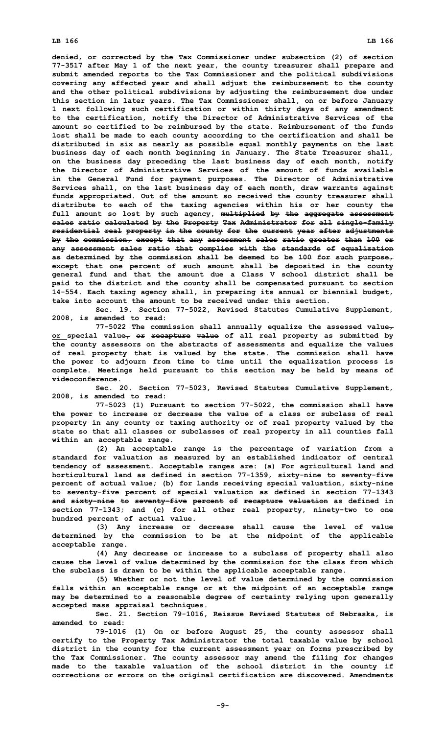denied, or corrected by the Tax Commissioner under subsection (2) of section 77-3517 after May 1 of the next year, the county treasurer shall prepare and submit amended reports to the Tax Commissioner and the political subdivisions covering any affected year and shall adjust the reimbursement to the county and the other political subdivisions by adjusting the reimbursement due under this section in later years. The Tax Commissioner shall, on or before January 1 next following such certification or within thirty days of any amendment to the certification, notify the Director of Administrative Services of the amount so certified to be reimbursed by the state. Reimbursement of the funds lost shall be made to each county according to the certification and shall be distributed in six as nearly as possible equal monthly payments on the last business day of each month beginning in January. The State Treasurer shall, on the business day preceding the last business day of each month, notify the Director of Administrative Services of the amount of funds available in the General Fund for payment purposes. The Director of Administrative Services shall, on the last business day of each month, draw warrants against funds appropriated. Out of the amount so received the county treasurer shall distribute to each of the taxing agencies within his or her county the full amount so lost by such agency, ~~multiplied by the aggregate assessment sales ratio calculated by the Property Tax Administrator for all single-family residential real property in the county for the current year after adjustments by the commission, except that any assessment sales ratio greater than 100 or any assessment sales ratio that complies with the standards of equalization as determined by the commission shall be deemed to be 100 for such purpose,~~ except that one percent of such amount shall be deposited in the county general fund and that the amount due a Class V school district shall be paid to the district and the county shall be compensated pursuant to section 14-554. Each taxing agency shall, in preparing its annual or biennial budget, take into account the amount to be received under this section.

Sec. 19. Section 77-5022, Revised Statutes Cumulative Supplement, 2008, is amended to read:

77-5022 The commission shall annually equalize the assessed value~~,~~ or special value~~, or recapture value~~ of all real property as submitted by the county assessors on the abstracts of assessments and equalize the values of real property that is valued by the state. The commission shall have the power to adjourn from time to time until the equalization process is complete. Meetings held pursuant to this section may be held by means of videoconference.

Sec. 20. Section 77-5023, Revised Statutes Cumulative Supplement, 2008, is amended to read:

77-5023 (1) Pursuant to section 77-5022, the commission shall have the power to increase or decrease the value of a class or subclass of real property in any county or taxing authority or of real property valued by the state so that all classes or subclasses of real property in all counties fall within an acceptable range.

(2) An acceptable range is the percentage of variation from a standard for valuation as measured by an established indicator of central tendency of assessment. Acceptable ranges are: (a) For agricultural land and horticultural land as defined in section 77-1359, sixty-nine to seventy-five percent of actual value; (b) for lands receiving special valuation, sixty-nine to seventy-five percent of special valuation ~~as defined in section 77-1343 and sixty-nine to seventy-five percent of recapture valuation~~ as defined in section 77-1343; and (c) for all other real property, ninety-two to one hundred percent of actual value.

(3) Any increase or decrease shall cause the level of value determined by the commission to be at the midpoint of the applicable acceptable range.

(4) Any decrease or increase to a subclass of property shall also cause the level of value determined by the commission for the class from which the subclass is drawn to be within the applicable acceptable range.

(5) Whether or not the level of value determined by the commission falls within an acceptable range or at the midpoint of an acceptable range may be determined to a reasonable degree of certainty relying upon generally accepted mass appraisal techniques.

Sec. 21. Section 79-1016, Reissue Revised Statutes of Nebraska, is amended to read:

79-1016 (1) On or before August 25, the county assessor shall certify to the Property Tax Administrator the total taxable value by school district in the county for the current assessment year on forms prescribed by the Tax Commissioner. The county assessor may amend the filing for changes made to the taxable valuation of the school district in the county if corrections or errors on the original certification are discovered. Amendments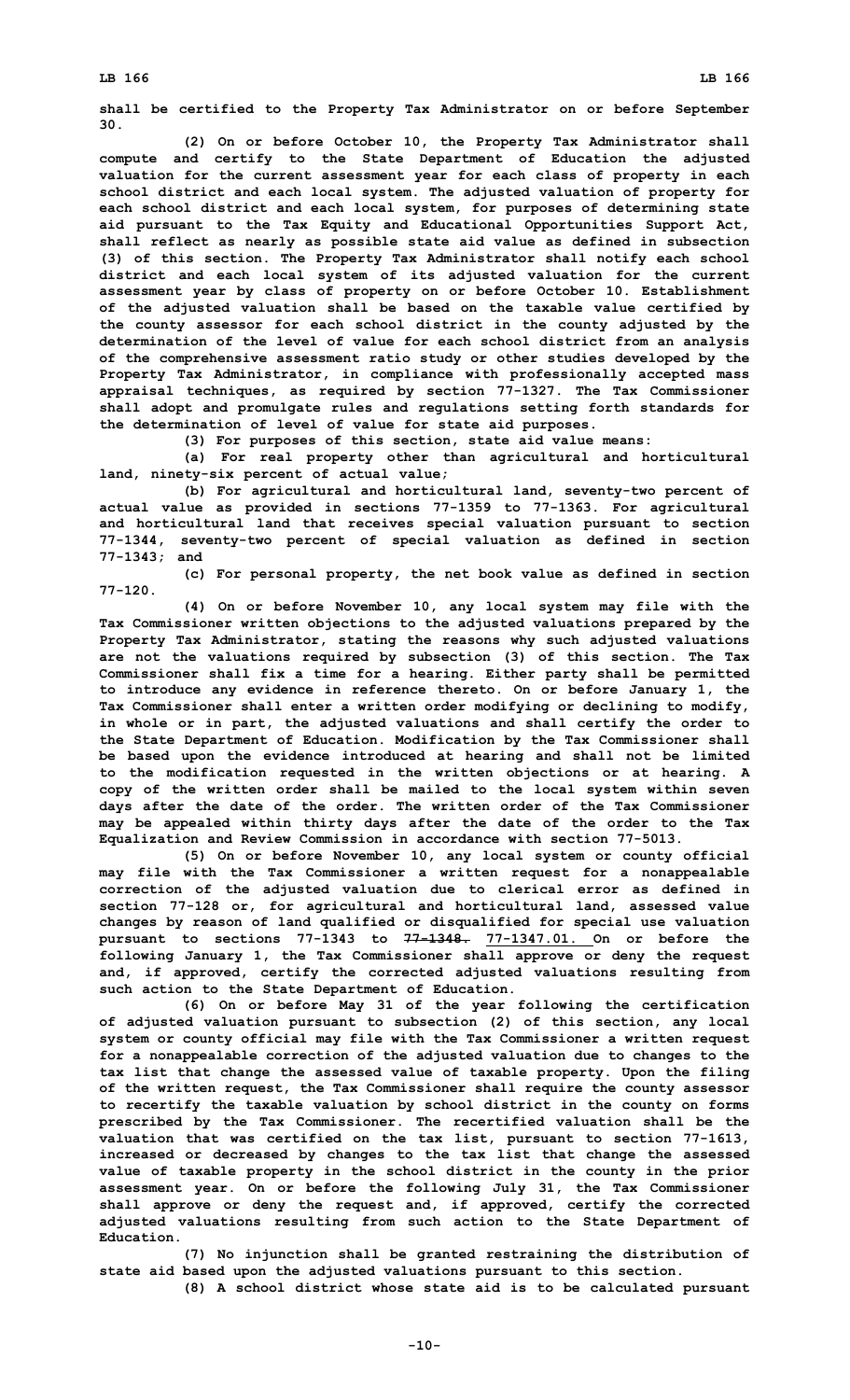shall be certified to the Property Tax Administrator on or before September 30.

(2) On or before October 10, the Property Tax Administrator shall compute and certify to the State Department of Education the adjusted valuation for the current assessment year for each class of property in each school district and each local system. The adjusted valuation of property for each school district and each local system, for purposes of determining state aid pursuant to the Tax Equity and Educational Opportunities Support Act, shall reflect as nearly as possible state aid value as defined in subsection (3) of this section. The Property Tax Administrator shall notify each school district and each local system of its adjusted valuation for the current assessment year by class of property on or before October 10. Establishment of the adjusted valuation shall be based on the taxable value certified by the county assessor for each school district in the county adjusted by the determination of the level of value for each school district from an analysis of the comprehensive assessment ratio study or other studies developed by the Property Tax Administrator, in compliance with professionally accepted mass appraisal techniques, as required by section 77-1327. The Tax Commissioner shall adopt and promulgate rules and regulations setting forth standards for the determination of level of value for state aid purposes.

(3) For purposes of this section, state aid value means:

(a) For real property other than agricultural and horticultural land, ninety-six percent of actual value;

(b) For agricultural and horticultural land, seventy-two percent of actual value as provided in sections 77-1359 to 77-1363. For agricultural and horticultural land that receives special valuation pursuant to section 77-1344, seventy-two percent of special valuation as defined in section 77-1343; and

(c) For personal property, the net book value as defined in section 77-120.

(4) On or before November 10, any local system may file with the Tax Commissioner written objections to the adjusted valuations prepared by the Property Tax Administrator, stating the reasons why such adjusted valuations are not the valuations required by subsection (3) of this section. The Tax Commissioner shall fix a time for a hearing. Either party shall be permitted to introduce any evidence in reference thereto. On or before January 1, the Tax Commissioner shall enter a written order modifying or declining to modify, in whole or in part, the adjusted valuations and shall certify the order to the State Department of Education. Modification by the Tax Commissioner shall be based upon the evidence introduced at hearing and shall not be limited to the modification requested in the written objections or at hearing. A copy of the written order shall be mailed to the local system within seven days after the date of the order. The written order of the Tax Commissioner may be appealed within thirty days after the date of the order to the Tax Equalization and Review Commission in accordance with section 77-5013.

(5) On or before November 10, any local system or county official may file with the Tax Commissioner a written request for a nonappealable correction of the adjusted valuation due to clerical error as defined in section 77-128 or, for agricultural and horticultural land, assessed value changes by reason of land qualified or disqualified for special use valuation pursuant to sections 77-1343 to ~~77-1348.~~ 77-1347.01. On or before the following January 1, the Tax Commissioner shall approve or deny the request and, if approved, certify the corrected adjusted valuations resulting from such action to the State Department of Education.

(6) On or before May 31 of the year following the certification of adjusted valuation pursuant to subsection (2) of this section, any local system or county official may file with the Tax Commissioner a written request for a nonappealable correction of the adjusted valuation due to changes to the tax list that change the assessed value of taxable property. Upon the filing of the written request, the Tax Commissioner shall require the county assessor to recertify the taxable valuation by school district in the county on forms prescribed by the Tax Commissioner. The recertified valuation shall be the valuation that was certified on the tax list, pursuant to section 77-1613, increased or decreased by changes to the tax list that change the assessed value of taxable property in the school district in the county in the prior assessment year. On or before the following July 31, the Tax Commissioner shall approve or deny the request and, if approved, certify the corrected adjusted valuations resulting from such action to the State Department of Education.

(7) No injunction shall be granted restraining the distribution of state aid based upon the adjusted valuations pursuant to this section.

(8) A school district whose state aid is to be calculated pursuant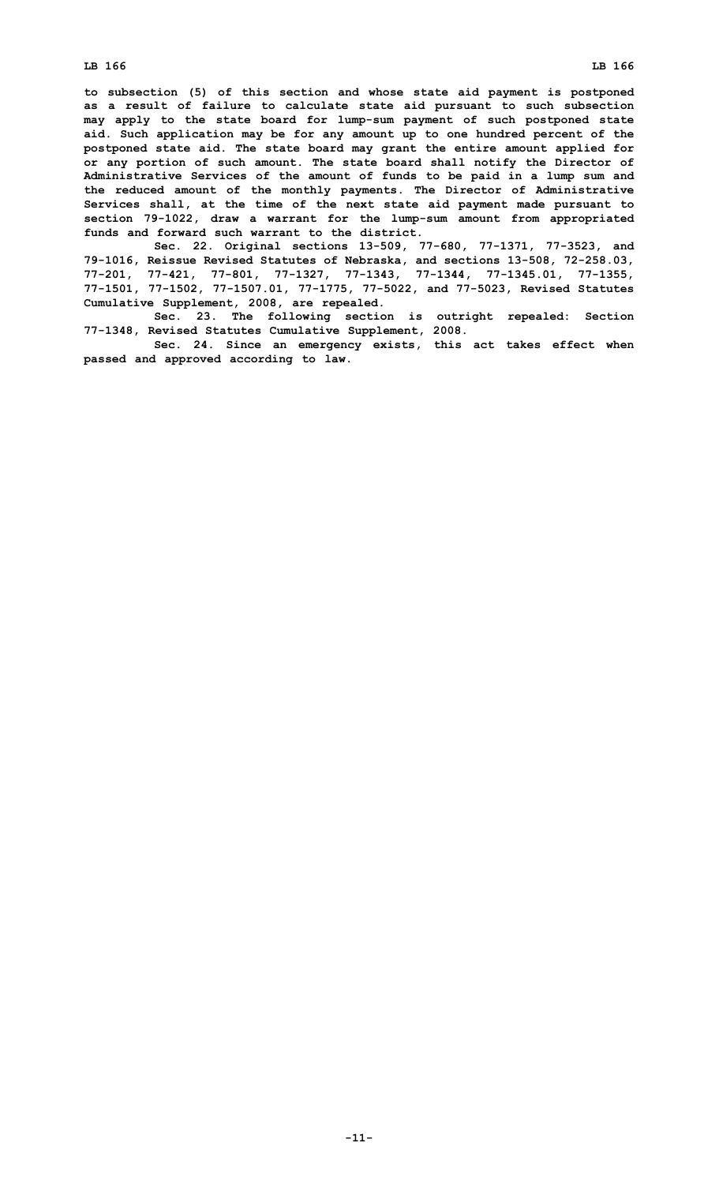**to subsection (5) of this section and whose state aid payment is postponed as a result of failure to calculate state aid pursuant to such subsection may apply to the state board for lump-sum payment of such postponed state aid. Such application may be for any amount up to one hundred percent of the postponed state aid. The state board may grant the entire amount applied for or any portion of such amount. The state board shall notify the Director of Administrative Services of the amount of funds to be paid in a lump sum and the reduced amount of the monthly payments. The Director of Administrative Services shall, at the time of the next state aid payment made pursuant to section 79-1022, draw a warrant for the lump-sum amount from appropriated funds and forward such warrant to the district.**

**Sec. 22. Original sections 13-509, 77-680, 77-1371, 77-3523, and 79-1016, Reissue Revised Statutes of Nebraska, and sections 13-508, 72-258.03, 77-201, 77-421, 77-801, 77-1327, 77-1343, 77-1344, 77-1345.01, 77-1355, 77-1501, 77-1502, 77-1507.01, 77-1775, 77-5022, and 77-5023, Revised Statutes Cumulative Supplement, 2008, are repealed.**

**Sec. 23. The following section is outright repealed: Section 77-1348, Revised Statutes Cumulative Supplement, 2008.**

**Sec. 24. Since an emergency exists, this act takes effect when passed and approved according to law.**